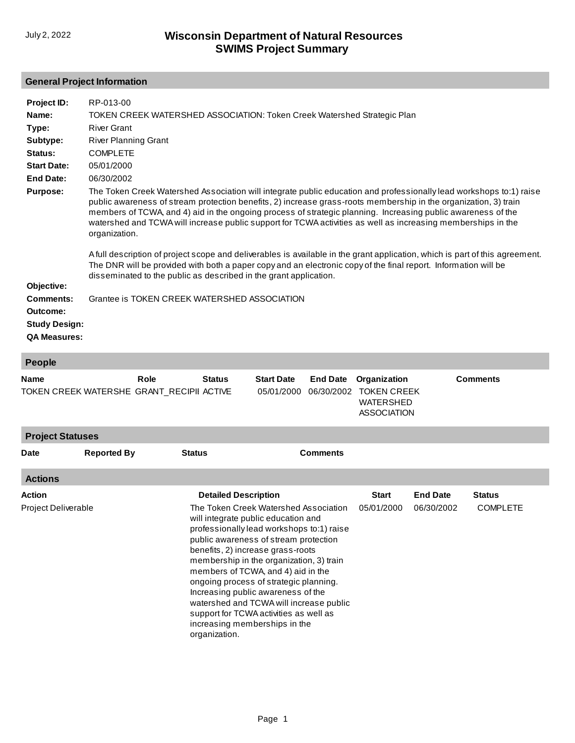July 2, 2022

# Wisconsin Department of Natural Resources
# SWIMS Project Summary

## General Project Information

**Project ID:** RP-013-00

**Name:** TOKEN CREEK WATERSHED ASSOCIATION: Token Creek Watershed Strategic Plan

**Type:** River Grant

**Subtype:** River Planning Grant

**Status:** COMPLETE

**Start Date:** 05/01/2000

**End Date:** 06/30/2002

**Purpose:** The Token Creek Watershed Association will integrate public education and professionally lead workshops to:1) raise public awareness of stream protection benefits, 2) increase grass-roots membership in the organization, 3) train members of TCWA, and 4) aid in the ongoing process of strategic planning. Increasing public awareness of the watershed and TCWA will increase public support for TCWA activities as well as increasing memberships in the organization.

A full description of project scope and deliverables is available in the grant application, which is part of this agreement. The DNR will be provided with both a paper copy and an electronic copy of the final report. Information will be disseminated to the public as described in the grant application.

**Objective:**

**Comments:** Grantee is TOKEN CREEK WATERSHED ASSOCIATION

**Outcome:**

**Study Design:**

**QA Measures:**

## People

| Name | Role | Status | Start Date | End Date | Organization | Comments |
|---|---|---|---|---|---|---|
| TOKEN CREEK WATERSHE | GRANT_RECIPII | ACTIVE | 05/01/2000 | 06/30/2002 | TOKEN CREEK WATERSHED ASSOCIATION | |

## Project Statuses

| Date | Reported By | Status | Comments |
|---|---|---|---|

## Actions

| Action | Detailed Description | Start | End Date | Status |
|---|---|---|---|---|
| Project Deliverable | The Token Creek Watershed Association will integrate public education and professionally lead workshops to:1) raise public awareness of stream protection benefits, 2) increase grass-roots membership in the organization, 3) train members of TCWA, and 4) aid in the ongoing process of strategic planning. Increasing public awareness of the watershed and TCWA will increase public support for TCWA activities as well as increasing memberships in the organization. | 05/01/2000 | 06/30/2002 | COMPLETE |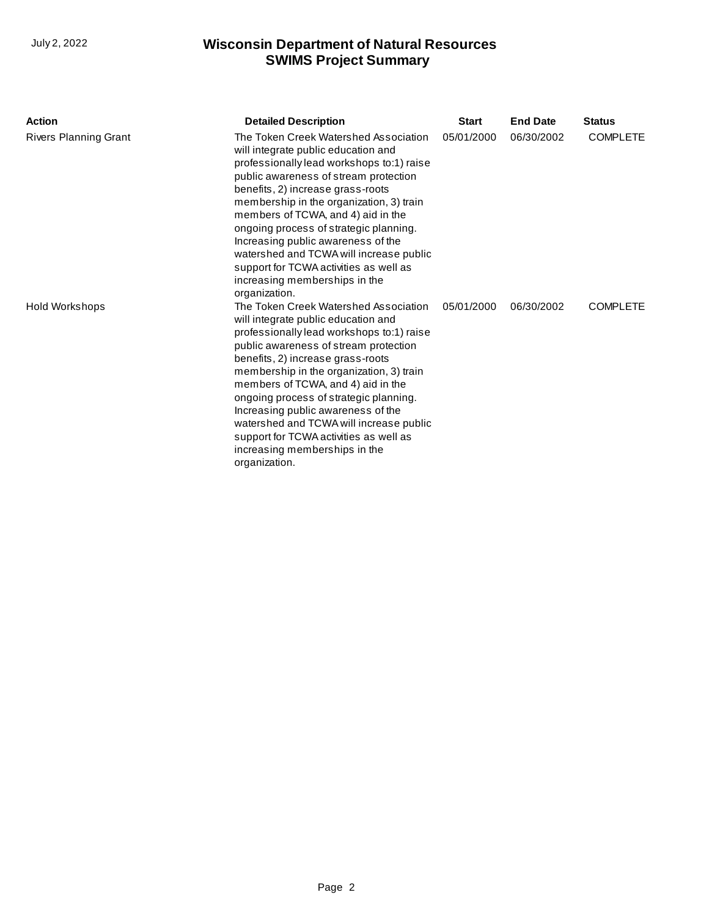| Action | Detailed Description | Start | End Date | Status |
| --- | --- | --- | --- | --- |
| Rivers Planning Grant | The Token Creek Watershed Association will integrate public education and professionally lead workshops to:1) raise public awareness of stream protection benefits, 2) increase grass-roots membership in the organization, 3) train members of TCWA, and 4) aid in the ongoing process of strategic planning. Increasing public awareness of the watershed and TCWA will increase public support for TCWA activities as well as increasing memberships in the organization. | 05/01/2000 | 06/30/2002 | COMPLETE |
| Hold Workshops | The Token Creek Watershed Association will integrate public education and professionally lead workshops to:1) raise public awareness of stream protection benefits, 2) increase grass-roots membership in the organization, 3) train members of TCWA, and 4) aid in the ongoing process of strategic planning. Increasing public awareness of the watershed and TCWA will increase public support for TCWA activities as well as increasing memberships in the organization. | 05/01/2000 | 06/30/2002 | COMPLETE |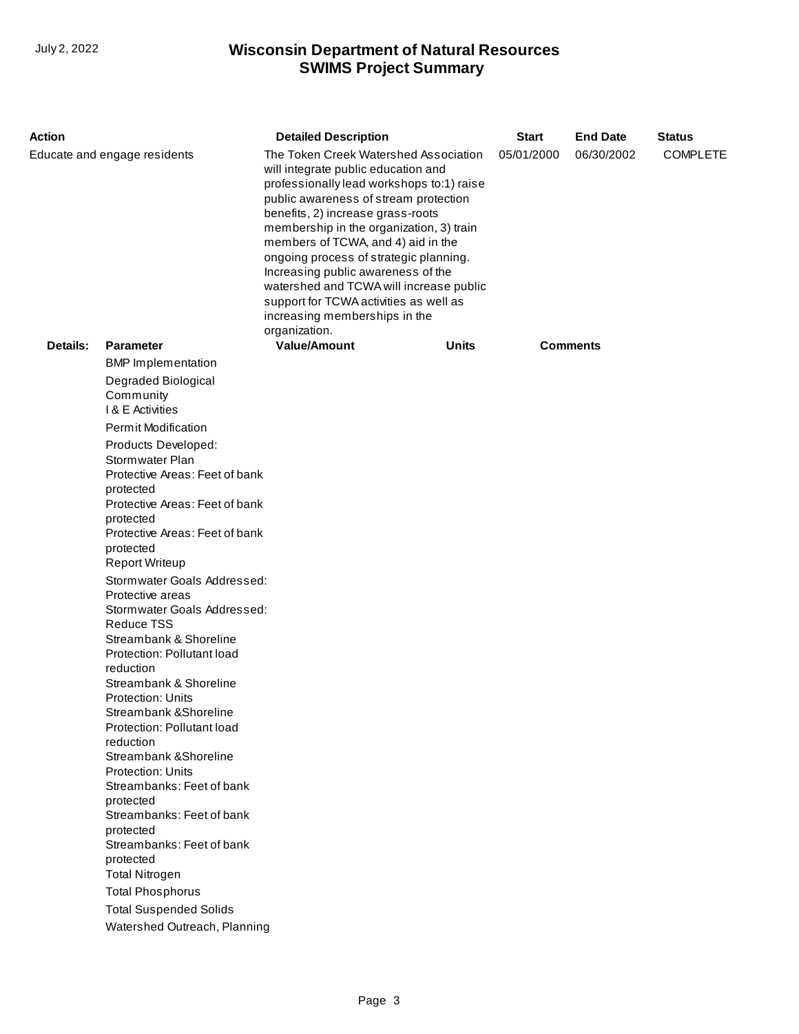| Action | Detailed Description | Start | End Date | Status |
|---|---|---|---|---|
| Educate and engage residents | The Token Creek Watershed Association will integrate public education and professionally lead workshops to:1) raise public awareness of stream protection benefits, 2) increase grass-roots membership in the organization, 3) train members of TCWA, and 4) aid in the ongoing process of strategic planning. Increasing public awareness of the watershed and TCWA will increase public support for TCWA activities as well as increasing memberships in the organization. | 05/01/2000 | 06/30/2002 | COMPLETE |

**Details:**

| Parameter | Value/Amount | Units | Comments |
|---|---|---|---|
| BMP Implementation | | | |
| Degraded Biological Community | | | |
| I & E Activities | | | |
| Permit Modification | | | |
| Products Developed: Stormwater Plan | | | |
| Protective Areas: Feet of bank protected | | | |
| Protective Areas: Feet of bank protected | | | |
| Protective Areas: Feet of bank protected | | | |
| Report Writeup | | | |
| Stormwater Goals Addressed: Protective areas | | | |
| Stormwater Goals Addressed: Reduce TSS | | | |
| Streambank & Shoreline Protection: Pollutant load reduction | | | |
| Streambank & Shoreline Protection: Units | | | |
| Streambank &Shoreline Protection: Pollutant load reduction | | | |
| Streambank &Shoreline Protection: Units | | | |
| Streambanks: Feet of bank protected | | | |
| Streambanks: Feet of bank protected | | | |
| Streambanks: Feet of bank protected | | | |
| Total Nitrogen | | | |
| Total Phosphorus | | | |
| Total Suspended Solids | | | |
| Watershed Outreach, Planning | | | |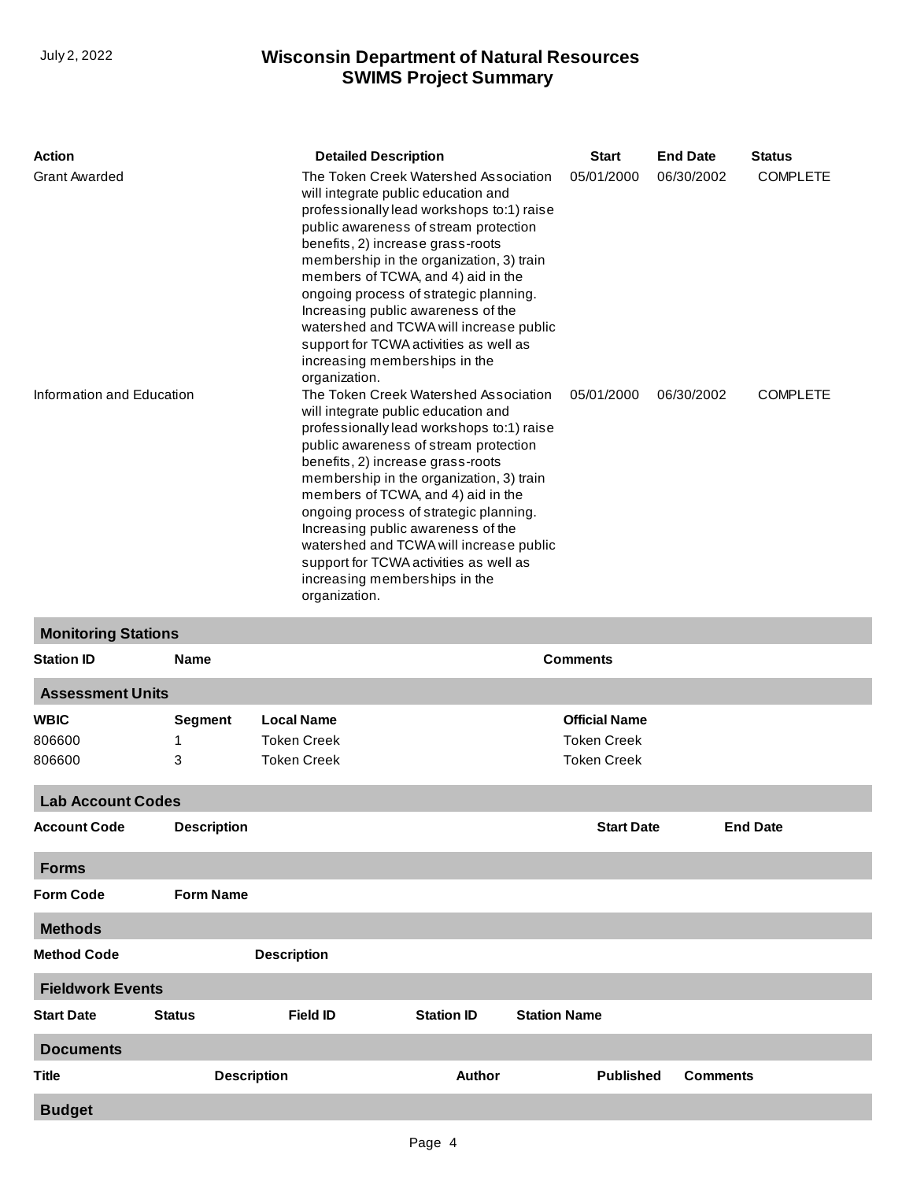| Action | Detailed Description | Start | End Date | Status |
|---|---|---|---|---|
| Grant Awarded | The Token Creek Watershed Association will integrate public education and professionally lead workshops to:1) raise public awareness of stream protection benefits, 2) increase grass-roots membership in the organization, 3) train members of TCWA, and 4) aid in the ongoing process of strategic planning. Increasing public awareness of the watershed and TCWA will increase public support for TCWA activities as well as increasing memberships in the organization. | 05/01/2000 | 06/30/2002 | COMPLETE |
| Information and Education | The Token Creek Watershed Association will integrate public education and professionally lead workshops to:1) raise public awareness of stream protection benefits, 2) increase grass-roots membership in the organization, 3) train members of TCWA, and 4) aid in the ongoing process of strategic planning. Increasing public awareness of the watershed and TCWA will increase public support for TCWA activities as well as increasing memberships in the organization. | 05/01/2000 | 06/30/2002 | COMPLETE |

## Monitoring Stations

| Station ID | Name | Comments |
|---|---|---|

## Assessment Units

| WBIC | Segment | Local Name | Official Name |
|---|---|---|---|
| 806600 | 1 | Token Creek | Token Creek |
| 806600 | 3 | Token Creek | Token Creek |

## Lab Account Codes

| Account Code | Description | Start Date | End Date |
|---|---|---|---|

## Forms

| Form Code | Form Name |
|---|---|

## Methods

| Method Code | Description |
|---|---|

## Fieldwork Events

| Start Date | Status | Field ID | Station ID | Station Name |
|---|---|---|---|---|

## Documents

| Title | Description | Author | Published | Comments |
|---|---|---|---|---|

## Budget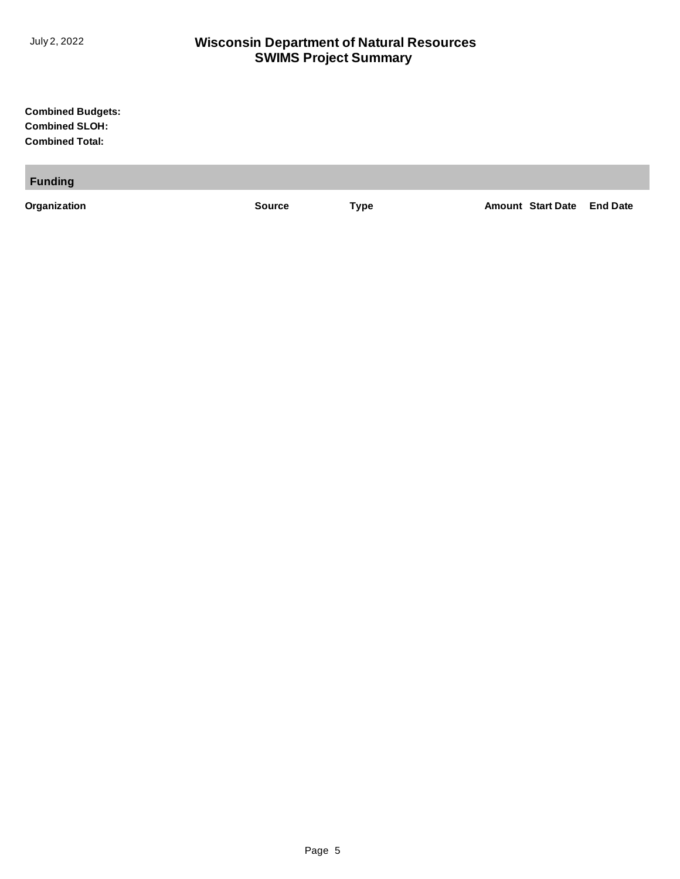**Combined Budgets:**

**Combined SLOH:**

**Combined Total:**

## Funding

| Organization | Source | Type | Amount | Start Date | End Date |
|---|---|---|---|---|---|